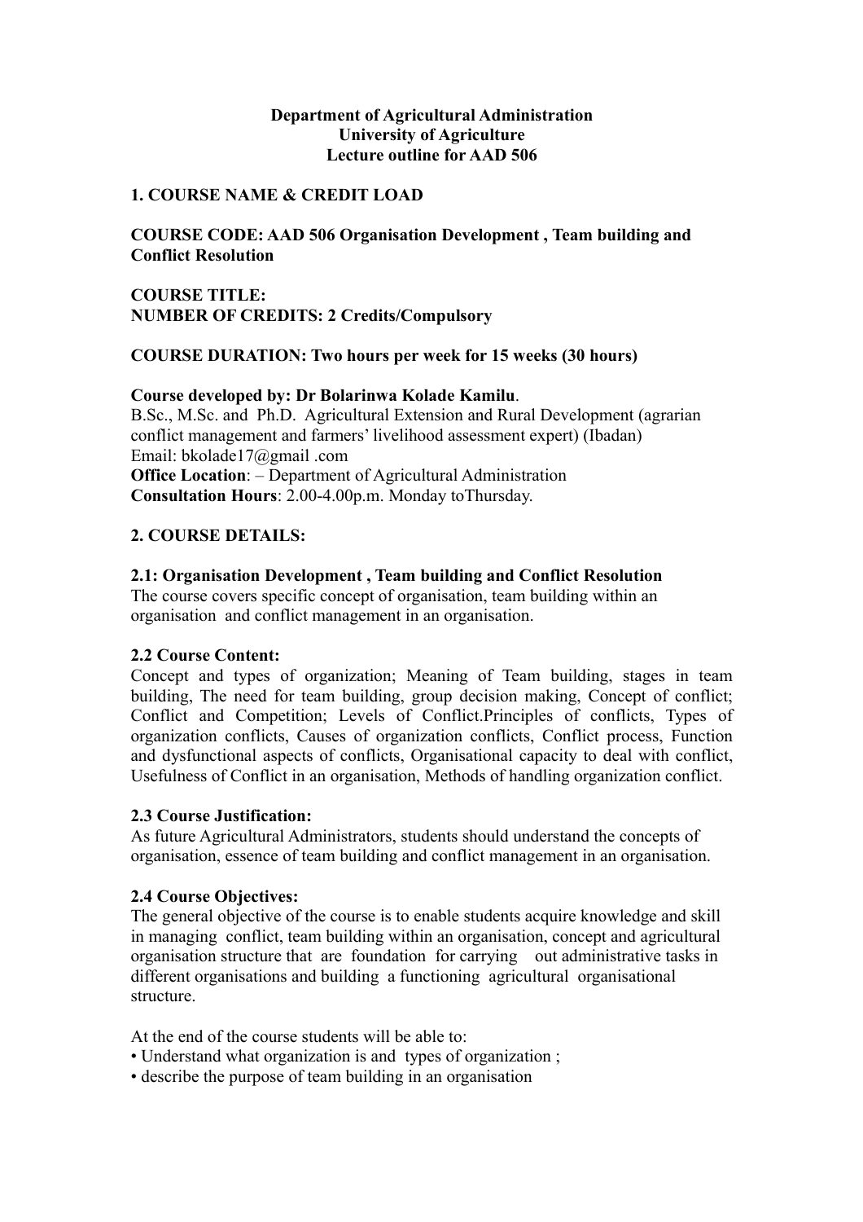**Department of Agricultural Administration**
**University of Agriculture**
**Lecture outline for AAD 506**

## 1. COURSE NAME & CREDIT LOAD

**COURSE CODE: AAD 506 Organisation Development , Team building and Conflict Resolution**

**COURSE TITLE:**
**NUMBER OF CREDITS: 2 Credits/Compulsory**

**COURSE DURATION: Two hours per week for 15 weeks (30 hours)**

**Course developed by: Dr Bolarinwa Kolade Kamilu**.
B.Sc., M.Sc. and Ph.D. Agricultural Extension and Rural Development (agrarian conflict management and farmers' livelihood assessment expert) (Ibadan)
Email: bkolade17@gmail .com
**Office Location**: – Department of Agricultural Administration
**Consultation Hours**: 2.00-4.00p.m. Monday toThursday.

## 2. COURSE DETAILS:

### 2.1: Organisation Development , Team building and Conflict Resolution

The course covers specific concept of organisation, team building within an organisation and conflict management in an organisation.

### 2.2 Course Content:

Concept and types of organization; Meaning of Team building, stages in team building, The need for team building, group decision making, Concept of conflict; Conflict and Competition; Levels of Conflict.Principles of conflicts, Types of organization conflicts, Causes of organization conflicts, Conflict process, Function and dysfunctional aspects of conflicts, Organisational capacity to deal with conflict, Usefulness of Conflict in an organisation, Methods of handling organization conflict.

### 2.3 Course Justification:

As future Agricultural Administrators, students should understand the concepts of organisation, essence of team building and conflict management in an organisation.

### 2.4 Course Objectives:

The general objective of the course is to enable students acquire knowledge and skill in managing conflict, team building within an organisation, concept and agricultural organisation structure that are foundation for carrying out administrative tasks in different organisations and building a functioning agricultural organisational structure.

At the end of the course students will be able to:

- Understand what organization is and types of organization ;
- describe the purpose of team building in an organisation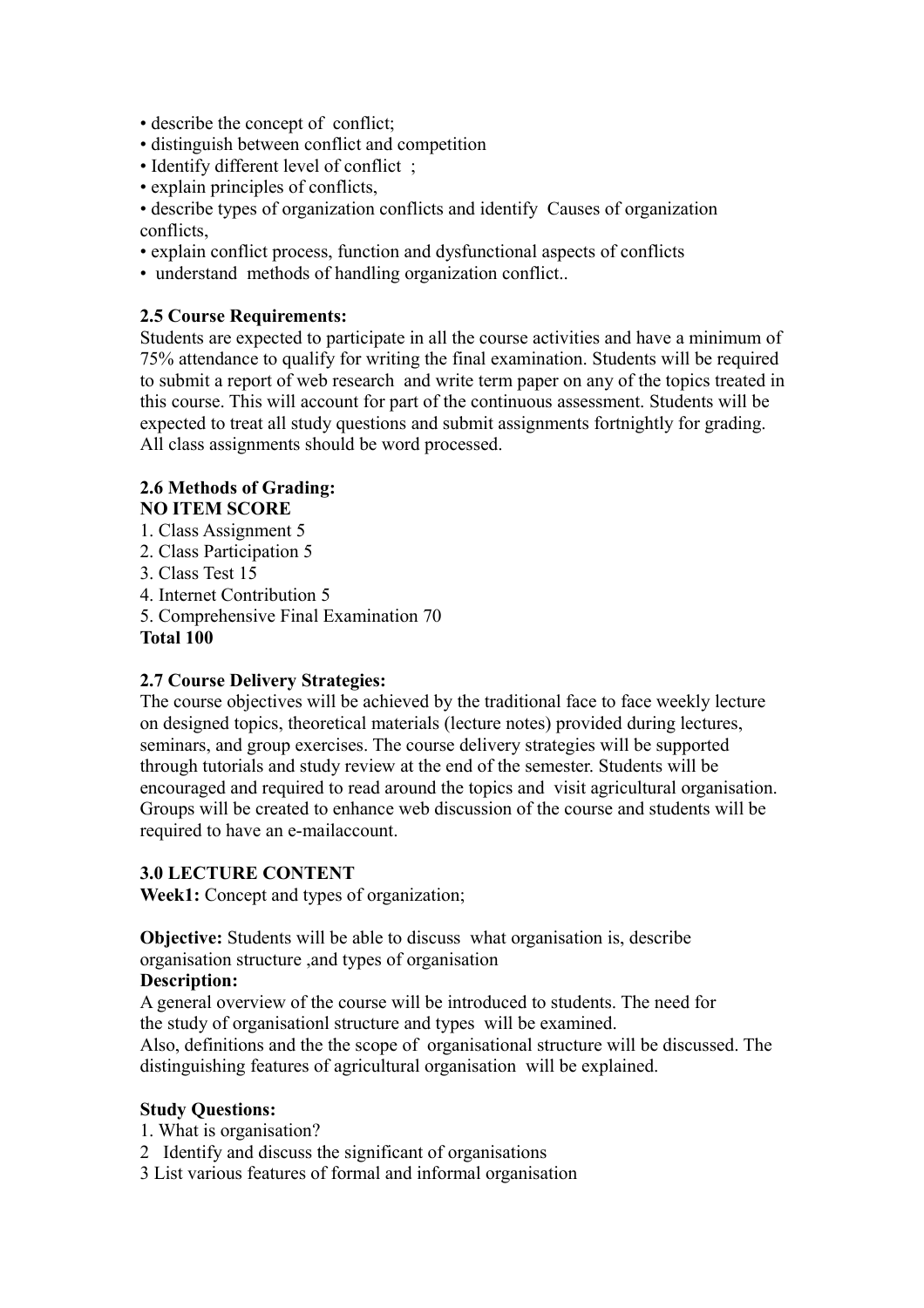- describe the concept of  conflict;
- distinguish between conflict and competition
- Identify different level of conflict  ;
- explain principles of conflicts,
- describe types of organization conflicts and identify  Causes of organization conflicts,
- explain conflict process, function and dysfunctional aspects of conflicts
- understand  methods of handling organization conflict..

**2.5 Course Requirements:**

Students are expected to participate in all the course activities and have a minimum of 75% attendance to qualify for writing the final examination. Students will be required to submit a report of web research  and write term paper on any of the topics treated in this course. This will account for part of the continuous assessment. Students will be expected to treat all study questions and submit assignments fortnightly for grading. All class assignments should be word processed.

**2.6 Methods of Grading:**

**NO ITEM SCORE**

1. Class Assignment 5
2. Class Participation 5
3. Class Test 15
4. Internet Contribution 5
5. Comprehensive Final Examination 70

**Total 100**

**2.7 Course Delivery Strategies:**

The course objectives will be achieved by the traditional face to face weekly lecture on designed topics, theoretical materials (lecture notes) provided during lectures, seminars, and group exercises. The course delivery strategies will be supported through tutorials and study review at the end of the semester. Students will be encouraged and required to read around the topics and  visit agricultural organisation. Groups will be created to enhance web discussion of the course and students will be required to have an e-mailaccount.

**3.0 LECTURE CONTENT**

**Week1:** Concept and types of organization;

**Objective:** Students will be able to discuss  what organisation is, describe organisation structure ,and types of organisation

**Description:**

A general overview of the course will be introduced to students. The need for the study of organisationl structure and types  will be examined.
Also, definitions and the the scope of  organisational structure will be discussed. The distinguishing features of agricultural organisation  will be explained.

**Study Questions:**

1. What is organisation?
2  Identify and discuss the significant of organisations
3 List various features of formal and informal organisation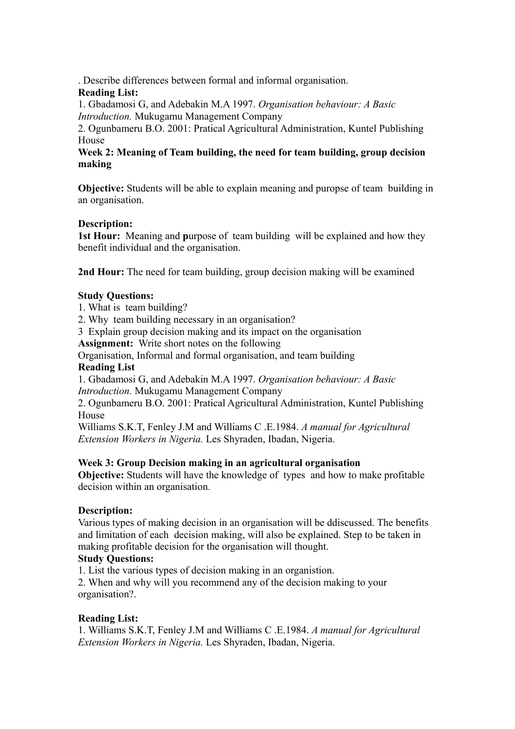. Describe differences between formal and informal organisation.

**Reading List:**

1. Gbadamosi G, and Adebakin M.A 1997. *Organisation behaviour: A Basic Introduction.* Mukugamu Management Company
2. Ogunbameru B.O. 2001: Pratical Agricultural Administration, Kuntel Publishing House

**Week 2: Meaning of Team building, the need for team building, group decision making**

**Objective:** Students will be able to explain meaning and puropse of team building in an organisation.

**Description:**

**1st Hour:** Meaning and **p**urpose of team building will be explained and how they benefit individual and the organisation.

**2nd Hour:** The need for team building, group decision making will be examined

**Study Questions:**

1. What is team building?
2. Why team building necessary in an organisation?
3. Explain group decision making and its impact on the organisation

**Assignment:** Write short notes on the following

Organisation, Informal and formal organisation, and team building

**Reading List**

1. Gbadamosi G, and Adebakin M.A 1997. *Organisation behaviour: A Basic Introduction.* Mukugamu Management Company
2. Ogunbameru B.O. 2001: Pratical Agricultural Administration, Kuntel Publishing House

Williams S.K.T, Fenley J.M and Williams C .E.1984. *A manual for Agricultural Extension Workers in Nigeria.* Les Shyraden, Ibadan, Nigeria.

**Week 3: Group Decision making in an agricultural organisation**

**Objective:** Students will have the knowledge of types and how to make profitable decision within an organisation.

**Description:**

Various types of making decision in an organisation will be ddiscussed. The benefits and limitation of each decision making, will also be explained. Step to be taken in making profitable decision for the organisation will thought.

**Study Questions:**

1. List the various types of decision making in an organistion.
2. When and why will you recommend any of the decision making to your organisation?.

**Reading List:**

1. Williams S.K.T, Fenley J.M and Williams C .E.1984. *A manual for Agricultural Extension Workers in Nigeria.* Les Shyraden, Ibadan, Nigeria.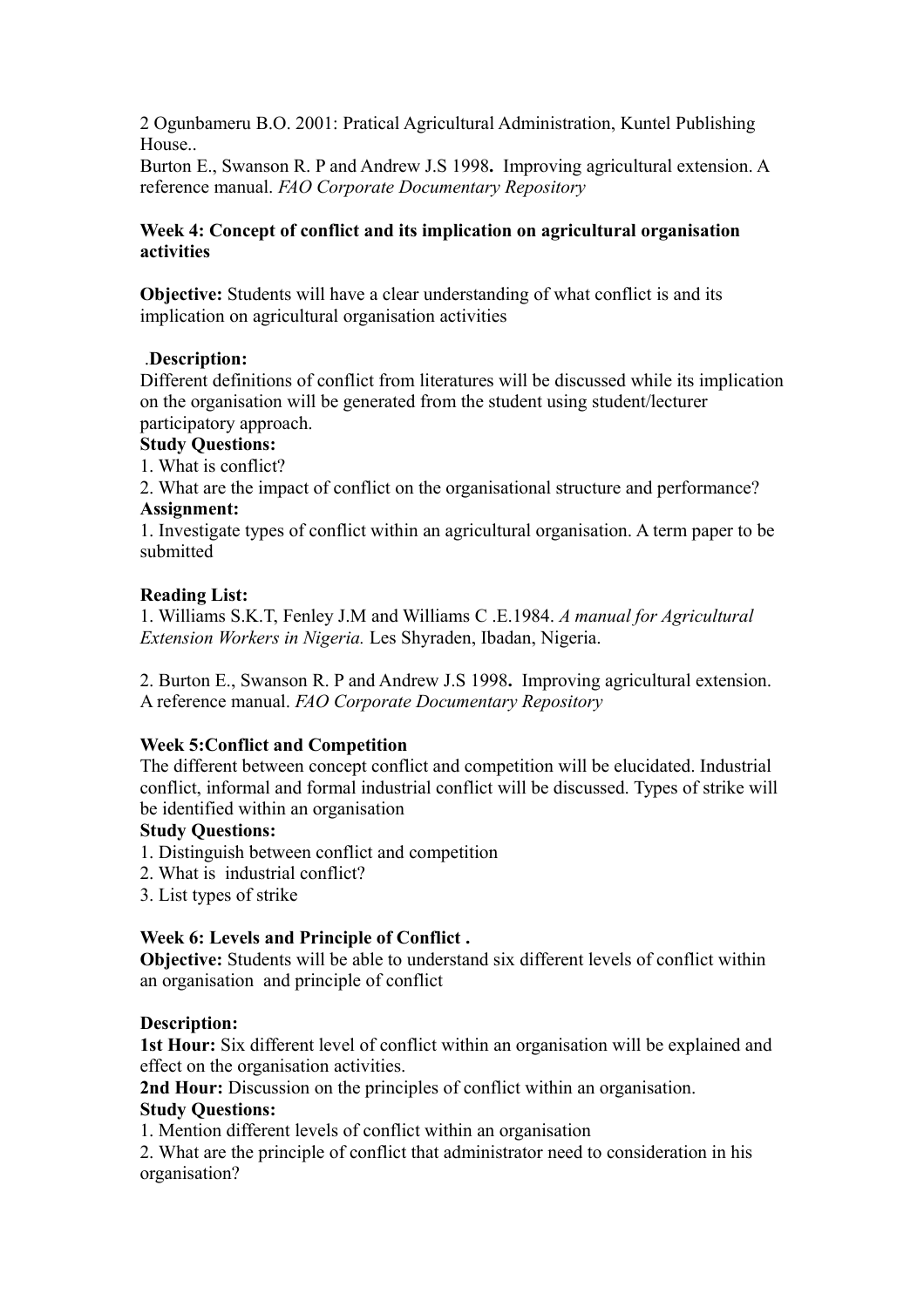2 Ogunbameru B.O. 2001: Pratical Agricultural Administration, Kuntel Publishing House..

Burton E., Swanson R. P and Andrew J.S 1998**.** Improving agricultural extension. A reference manual. *FAO Corporate Documentary Repository*

**Week 4: Concept of conflict and its implication on agricultural organisation activities**

**Objective:** Students will have a clear understanding of what conflict is and its implication on agricultural organisation activities

.**Description:**
Different definitions of conflict from literatures will be discussed while its implication on the organisation will be generated from the student using student/lecturer participatory approach.

**Study Questions:**

1. What is conflict?
2. What are the impact of conflict on the organisational structure and performance?

**Assignment:**

1. Investigate types of conflict within an agricultural organisation. A term paper to be submitted

**Reading List:**

1. Williams S.K.T, Fenley J.M and Williams C .E.1984. *A manual for Agricultural Extension Workers in Nigeria.* Les Shyraden, Ibadan, Nigeria.

2. Burton E., Swanson R. P and Andrew J.S 1998**.** Improving agricultural extension. A reference manual. *FAO Corporate Documentary Repository*

**Week 5:Conflict and Competition**

The different between concept conflict and competition will be elucidated. Industrial conflict, informal and formal industrial conflict will be discussed. Types of strike will be identified within an organisation

**Study Questions:**

1. Distinguish between conflict and competition
2. What is industrial conflict?
3. List types of strike

**Week 6: Levels and Principle of Conflict .**

**Objective:** Students will be able to understand six different levels of conflict within an organisation and principle of conflict

**Description:**

**1st Hour:** Six different level of conflict within an organisation will be explained and effect on the organisation activities.

**2nd Hour:** Discussion on the principles of conflict within an organisation.

**Study Questions:**

1. Mention different levels of conflict within an organisation
2. What are the principle of conflict that administrator need to consideration in his organisation?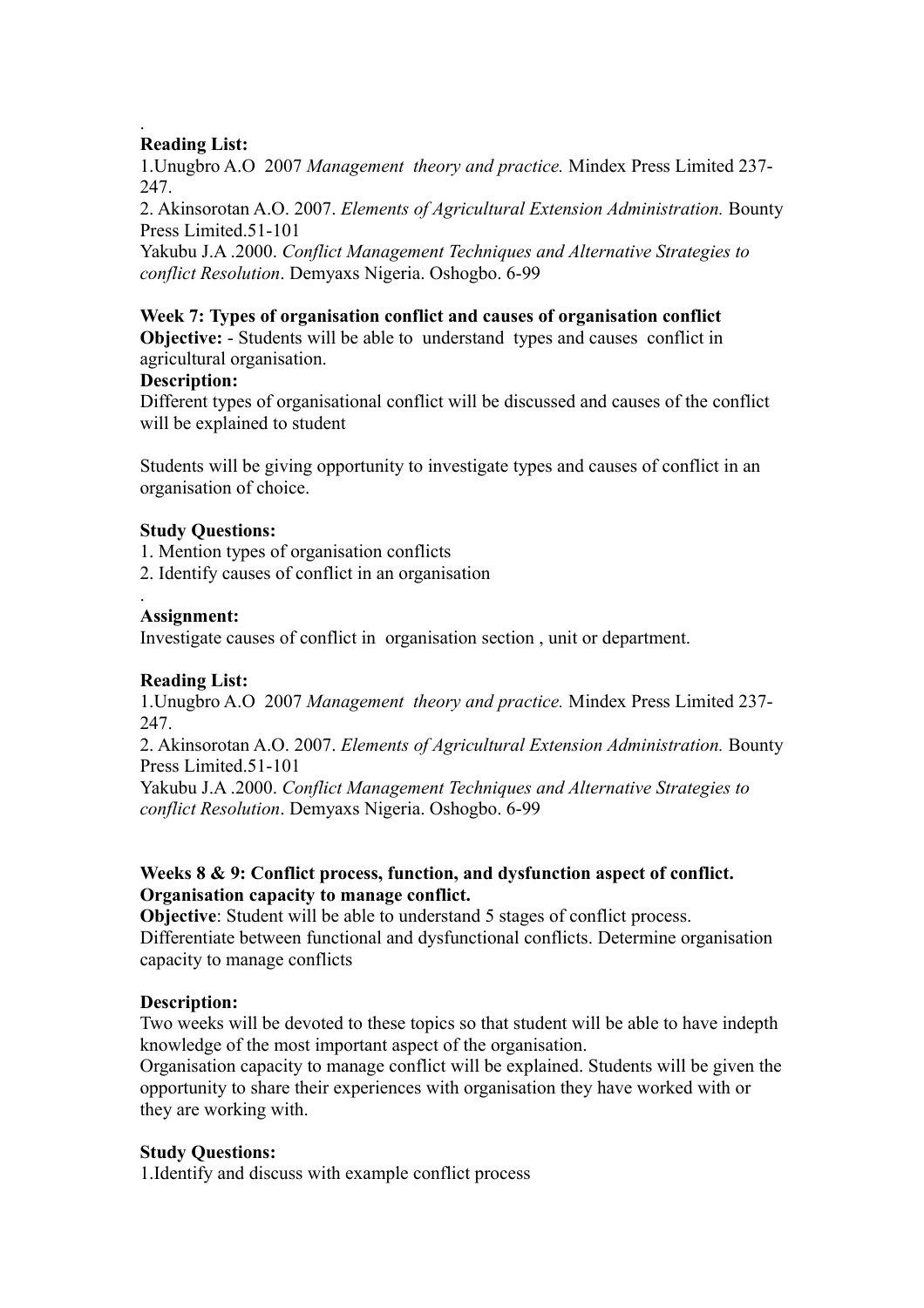.

**Reading List:**

1.Unugbro A.O 2007 *Management theory and practice.* Mindex Press Limited 237-247.

2. Akinsorotan A.O. 2007. *Elements of Agricultural Extension Administration.* Bounty Press Limited.51-101

Yakubu J.A .2000. *Conflict Management Techniques and Alternative Strategies to conflict Resolution*. Demyaxs Nigeria. Oshogbo. 6-99

**Week 7: Types of organisation conflict and causes of organisation conflict**

**Objective:** - Students will be able to understand types and causes conflict in agricultural organisation.

**Description:**

Different types of organisational conflict will be discussed and causes of the conflict will be explained to student

Students will be giving opportunity to investigate types and causes of conflict in an organisation of choice.

**Study Questions:**

1. Mention types of organisation conflicts
2. Identify causes of conflict in an organisation

.

**Assignment:**

Investigate causes of conflict in organisation section , unit or department.

**Reading List:**

1.Unugbro A.O 2007 *Management theory and practice.* Mindex Press Limited 237-247.

2. Akinsorotan A.O. 2007. *Elements of Agricultural Extension Administration.* Bounty Press Limited.51-101

Yakubu J.A .2000. *Conflict Management Techniques and Alternative Strategies to conflict Resolution*. Demyaxs Nigeria. Oshogbo. 6-99

**Weeks 8 & 9: Conflict process, function, and dysfunction aspect of conflict. Organisation capacity to manage conflict.**

**Objective**: Student will be able to understand 5 stages of conflict process. Differentiate between functional and dysfunctional conflicts. Determine organisation capacity to manage conflicts

**Description:**

Two weeks will be devoted to these topics so that student will be able to have indepth knowledge of the most important aspect of the organisation.

Organisation capacity to manage conflict will be explained. Students will be given the opportunity to share their experiences with organisation they have worked with or they are working with.

**Study Questions:**

1.Identify and discuss with example conflict process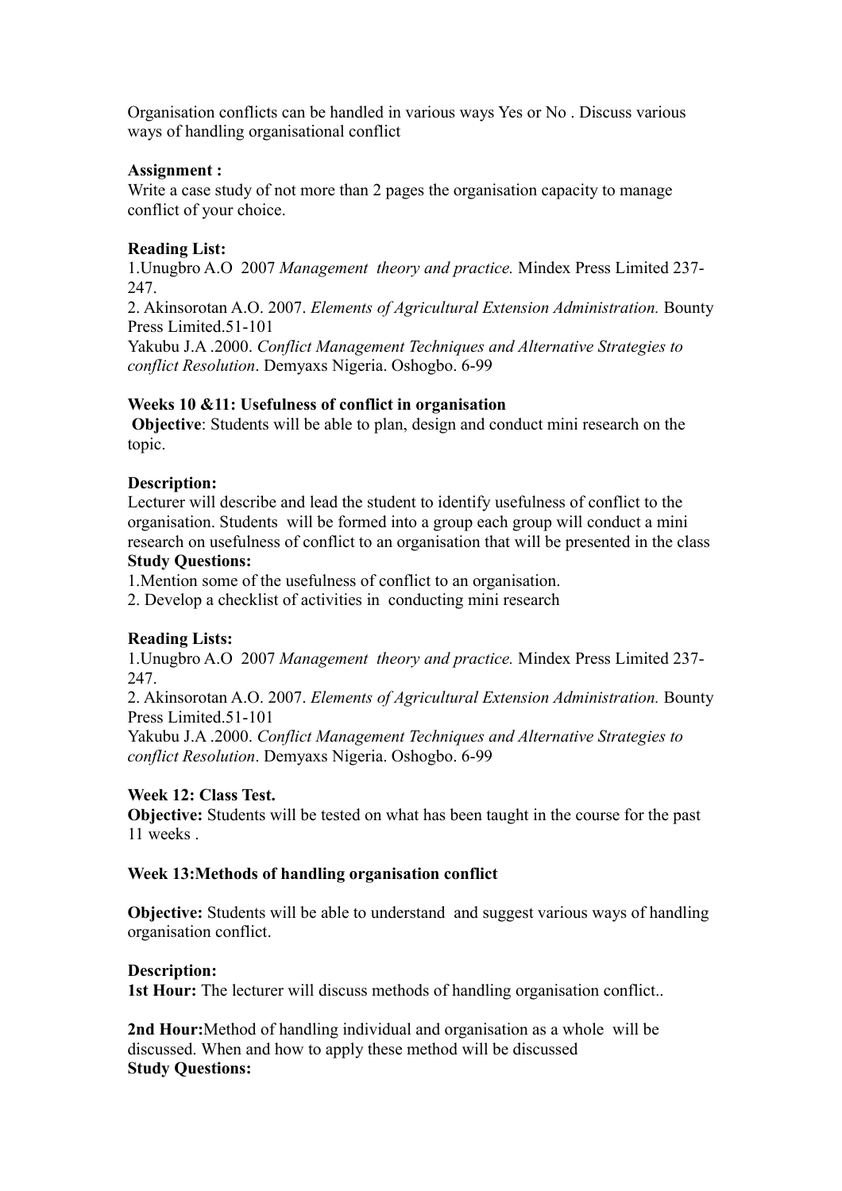Organisation conflicts can be handled in various ways Yes or No . Discuss various ways of handling organisational conflict

**Assignment :**
Write a case study of not more than 2 pages the organisation capacity to manage conflict of your choice.

**Reading List:**
1.Unugbro A.O 2007 *Management theory and practice.* Mindex Press Limited 237-247.
2. Akinsorotan A.O. 2007. *Elements of Agricultural Extension Administration.* Bounty Press Limited.51-101
Yakubu J.A .2000. *Conflict Management Techniques and Alternative Strategies to conflict Resolution*. Demyaxs Nigeria. Oshogbo. 6-99

**Weeks 10 &11: Usefulness of conflict in organisation**
**Objective**: Students will be able to plan, design and conduct mini research on the topic.

**Description:**
Lecturer will describe and lead the student to identify usefulness of conflict to the organisation. Students will be formed into a group each group will conduct a mini research on usefulness of conflict to an organisation that will be presented in the class
**Study Questions:**
1.Mention some of the usefulness of conflict to an organisation.
2. Develop a checklist of activities in conducting mini research

**Reading Lists:**
1.Unugbro A.O 2007 *Management theory and practice.* Mindex Press Limited 237-247.
2. Akinsorotan A.O. 2007. *Elements of Agricultural Extension Administration.* Bounty Press Limited.51-101
Yakubu J.A .2000. *Conflict Management Techniques and Alternative Strategies to conflict Resolution*. Demyaxs Nigeria. Oshogbo. 6-99

**Week 12: Class Test.**
**Objective:** Students will be tested on what has been taught in the course for the past 11 weeks .

**Week 13:Methods of handling organisation conflict**

**Objective:** Students will be able to understand and suggest various ways of handling organisation conflict.

**Description:**
**1st Hour:** The lecturer will discuss methods of handling organisation conflict..

**2nd Hour:**Method of handling individual and organisation as a whole will be discussed. When and how to apply these method will be discussed
**Study Questions:**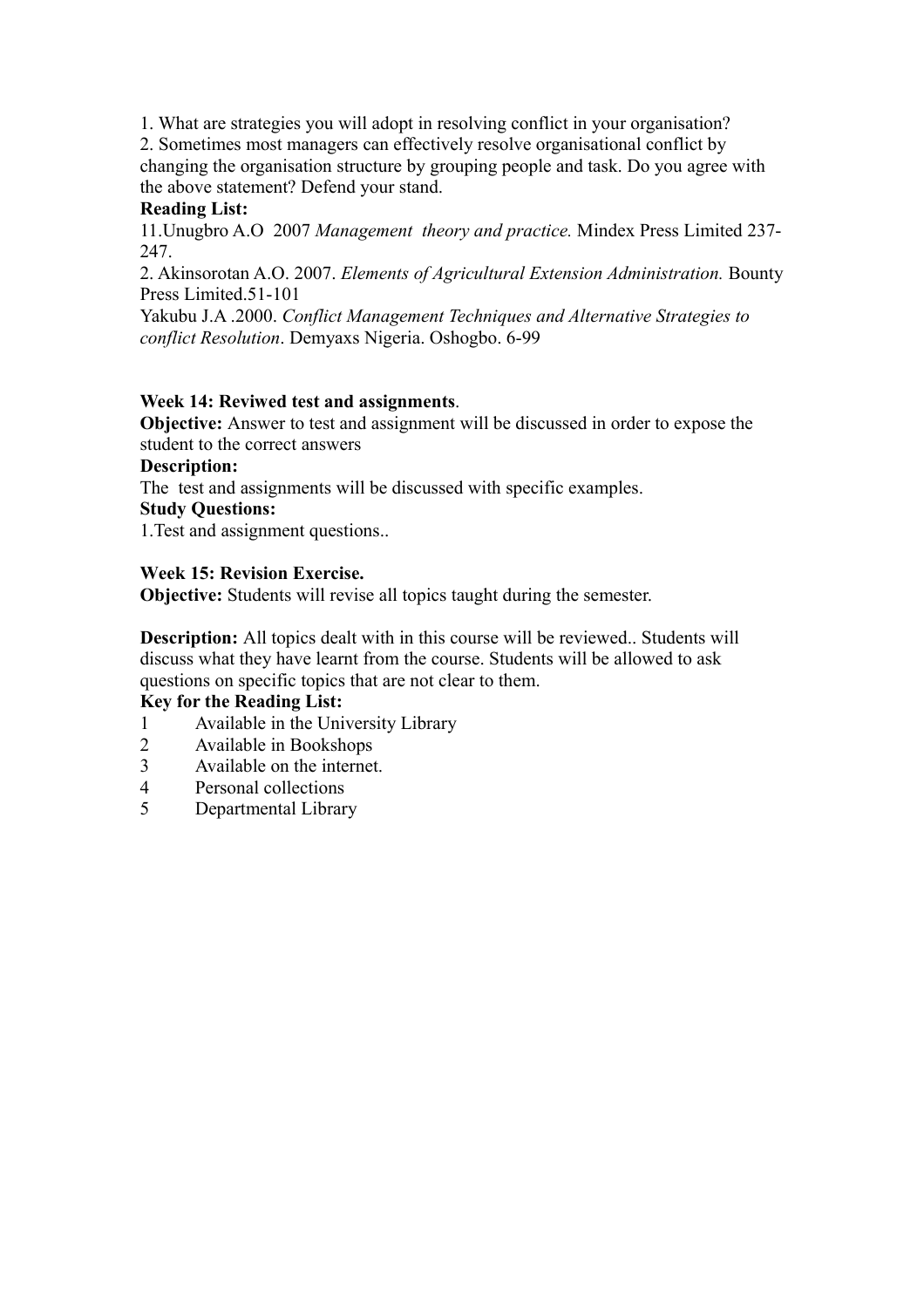1. What are strategies you will adopt in resolving conflict in your organisation?
2. Sometimes most managers can effectively resolve organisational conflict by changing the organisation structure by grouping people and task. Do you agree with the above statement? Defend your stand.

**Reading List:**

11.Unugbro A.O 2007 *Management theory and practice.* Mindex Press Limited 237-247.

2. Akinsorotan A.O. 2007. *Elements of Agricultural Extension Administration.* Bounty Press Limited.51-101

Yakubu J.A .2000. *Conflict Management Techniques and Alternative Strategies to conflict Resolution*. Demyaxs Nigeria. Oshogbo. 6-99

**Week 14: Reviwed test and assignments**.

**Objective:** Answer to test and assignment will be discussed in order to expose the student to the correct answers

**Description:**

The test and assignments will be discussed with specific examples.

**Study Questions:**

1.Test and assignment questions..

**Week 15: Revision Exercise.**

**Objective:** Students will revise all topics taught during the semester.

**Description:** All topics dealt with in this course will be reviewed.. Students will discuss what they have learnt from the course. Students will be allowed to ask questions on specific topics that are not clear to them.

**Key for the Reading List:**

1 Available in the University Library
2 Available in Bookshops
3 Available on the internet.
4 Personal collections
5 Departmental Library